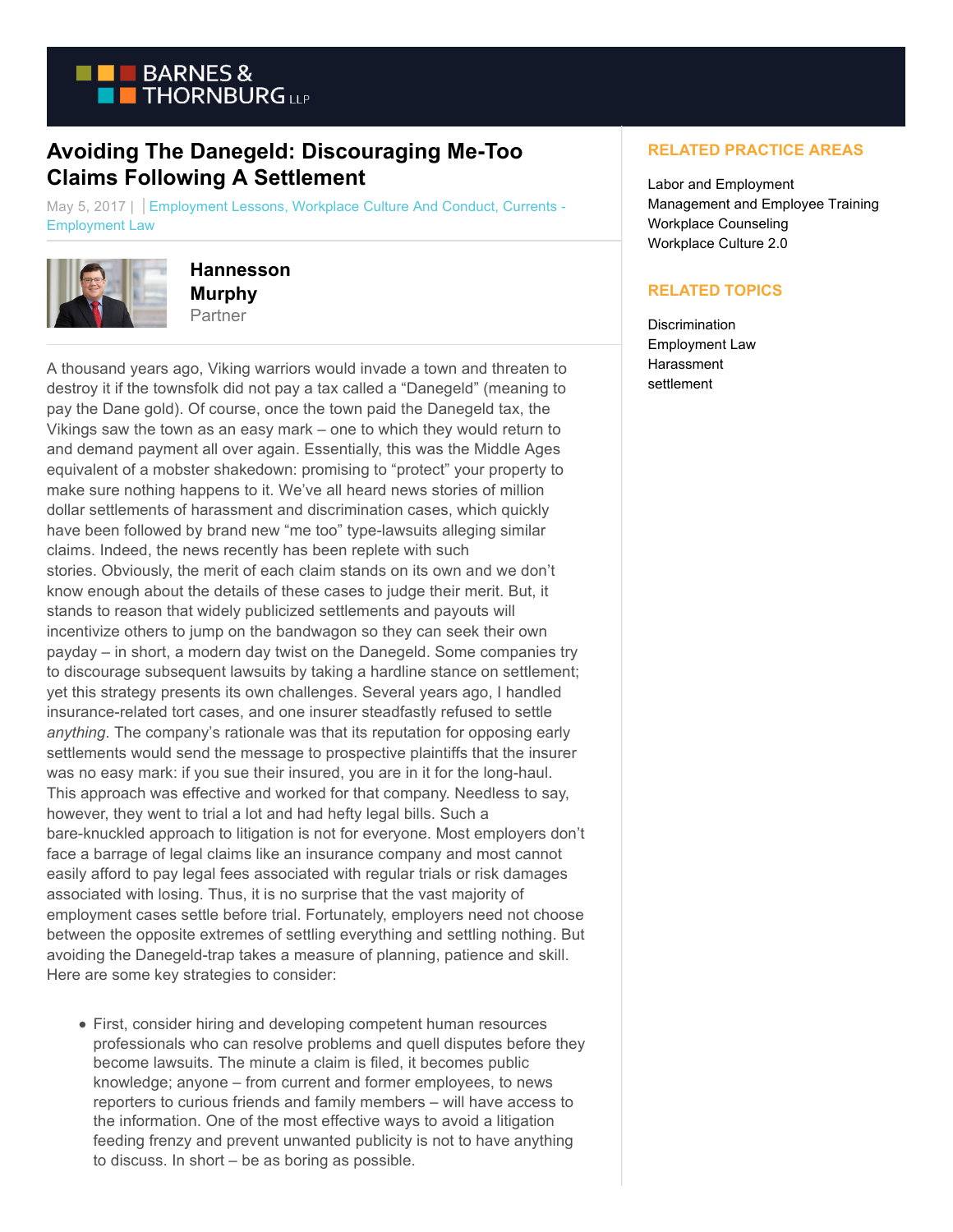# Avoiding The Danegeld: Discouraging Me-Too Claims Following A Settlement

May 5, 2017 | Employment Lessons, Workplace Culture And Conduct, Currents - Employment Law

**Hannesson Murphy**
Partner

A thousand years ago, Viking warriors would invade a town and threaten to destroy it if the townsfolk did not pay a tax called a "Danegeld" (meaning to pay the Dane gold). Of course, once the town paid the Danegeld tax, the Vikings saw the town as an easy mark – one to which they would return to and demand payment all over again. Essentially, this was the Middle Ages equivalent of a mobster shakedown: promising to "protect" your property to make sure nothing happens to it. We've all heard news stories of million dollar settlements of harassment and discrimination cases, which quickly have been followed by brand new "me too" type-lawsuits alleging similar claims. Indeed, the news recently has been replete with such stories. Obviously, the merit of each claim stands on its own and we don't know enough about the details of these cases to judge their merit. But, it stands to reason that widely publicized settlements and payouts will incentivize others to jump on the bandwagon so they can seek their own payday – in short, a modern day twist on the Danegeld. Some companies try to discourage subsequent lawsuits by taking a hardline stance on settlement; yet this strategy presents its own challenges. Several years ago, I handled insurance-related tort cases, and one insurer steadfastly refused to settle *anything*. The company's rationale was that its reputation for opposing early settlements would send the message to prospective plaintiffs that the insurer was no easy mark: if you sue their insured, you are in it for the long-haul. This approach was effective and worked for that company. Needless to say, however, they went to trial a lot and had hefty legal bills. Such a bare-knuckled approach to litigation is not for everyone. Most employers don't face a barrage of legal claims like an insurance company and most cannot easily afford to pay legal fees associated with regular trials or risk damages associated with losing. Thus, it is no surprise that the vast majority of employment cases settle before trial. Fortunately, employers need not choose between the opposite extremes of settling everything and settling nothing. But avoiding the Danegeld-trap takes a measure of planning, patience and skill. Here are some key strategies to consider:

- First, consider hiring and developing competent human resources professionals who can resolve problems and quell disputes before they become lawsuits. The minute a claim is filed, it becomes public knowledge; anyone – from current and former employees, to news reporters to curious friends and family members – will have access to the information. One of the most effective ways to avoid a litigation feeding frenzy and prevent unwanted publicity is not to have anything to discuss. In short – be as boring as possible.

## RELATED PRACTICE AREAS

Labor and Employment
Management and Employee Training
Workplace Counseling
Workplace Culture 2.0

## RELATED TOPICS

Discrimination
Employment Law
Harassment
settlement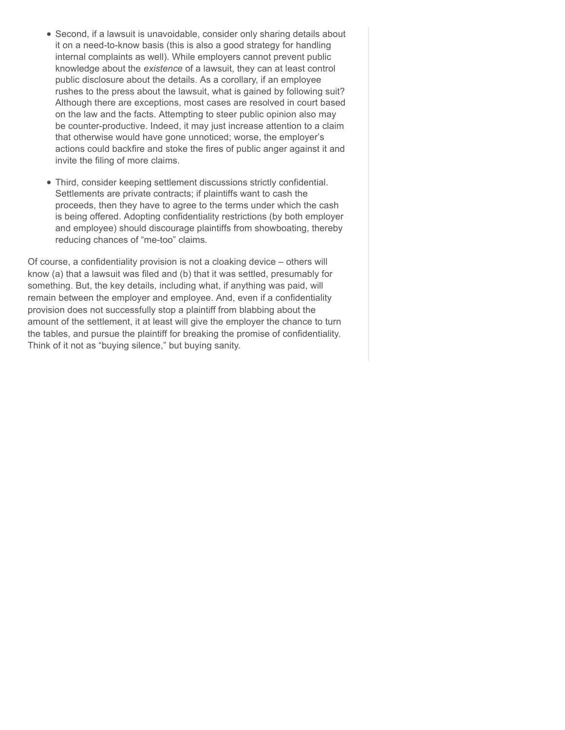- Second, if a lawsuit is unavoidable, consider only sharing details about it on a need-to-know basis (this is also a good strategy for handling internal complaints as well). While employers cannot prevent public knowledge about the *existence* of a lawsuit, they can at least control public disclosure about the details. As a corollary, if an employee rushes to the press about the lawsuit, what is gained by following suit? Although there are exceptions, most cases are resolved in court based on the law and the facts. Attempting to steer public opinion also may be counter-productive. Indeed, it may just increase attention to a claim that otherwise would have gone unnoticed; worse, the employer's actions could backfire and stoke the fires of public anger against it and invite the filing of more claims.

- Third, consider keeping settlement discussions strictly confidential. Settlements are private contracts; if plaintiffs want to cash the proceeds, then they have to agree to the terms under which the cash is being offered. Adopting confidentiality restrictions (by both employer and employee) should discourage plaintiffs from showboating, thereby reducing chances of "me-too" claims.

Of course, a confidentiality provision is not a cloaking device – others will know (a) that a lawsuit was filed and (b) that it was settled, presumably for something. But, the key details, including what, if anything was paid, will remain between the employer and employee. And, even if a confidentiality provision does not successfully stop a plaintiff from blabbing about the amount of the settlement, it at least will give the employer the chance to turn the tables, and pursue the plaintiff for breaking the promise of confidentiality. Think of it not as "buying silence," but buying sanity.